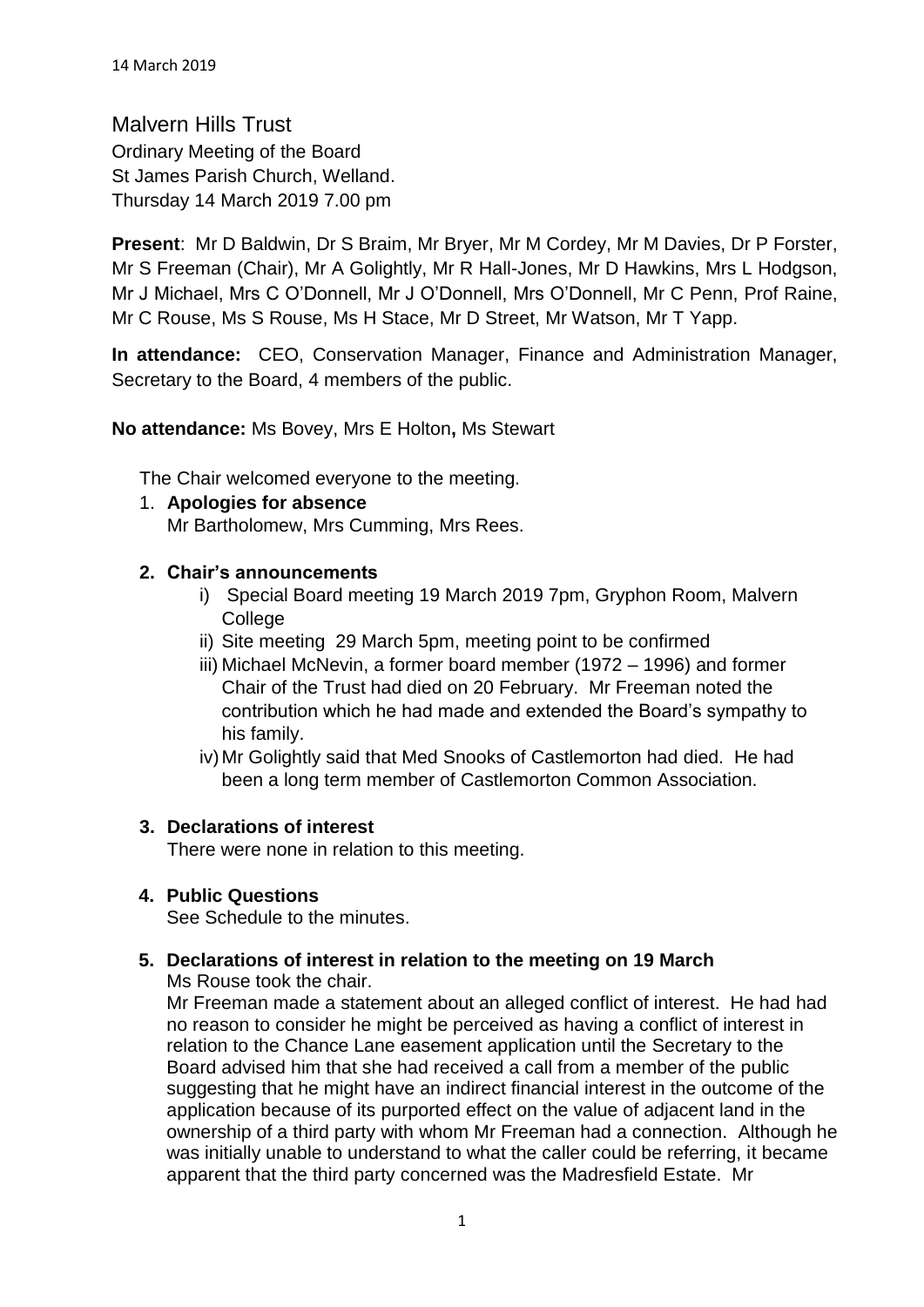14 March 2019

# Malvern Hills Trust

Ordinary Meeting of the Board
St James Parish Church, Welland.
Thursday 14 March 2019 7.00 pm

**Present**: Mr D Baldwin, Dr S Braim, Mr Bryer, Mr M Cordey, Mr M Davies, Dr P Forster, Mr S Freeman (Chair), Mr A Golightly, Mr R Hall-Jones, Mr D Hawkins, Mrs L Hodgson, Mr J Michael, Mrs C O'Donnell, Mr J O'Donnell, Mrs O'Donnell, Mr C Penn, Prof Raine, Mr C Rouse, Ms S Rouse, Ms H Stace, Mr D Street, Mr Watson, Mr T Yapp.

**In attendance:** CEO, Conservation Manager, Finance and Administration Manager, Secretary to the Board, 4 members of the public.

**No attendance:** Ms Bovey, Mrs E Holton**,** Ms Stewart

The Chair welcomed everyone to the meeting.

1. **Apologies for absence**
   Mr Bartholomew, Mrs Cumming, Mrs Rees.

2. **Chair's announcements**
   i) Special Board meeting 19 March 2019 7pm, Gryphon Room, Malvern College
   ii) Site meeting 29 March 5pm, meeting point to be confirmed
   iii) Michael McNevin, a former board member (1972 – 1996) and former Chair of the Trust had died on 20 February. Mr Freeman noted the contribution which he had made and extended the Board's sympathy to his family.
   iv) Mr Golightly said that Med Snooks of Castlemorton had died. He had been a long term member of Castlemorton Common Association.

3. **Declarations of interest**
   There were none in relation to this meeting.

4. **Public Questions**
   See Schedule to the minutes.

5. **Declarations of interest in relation to the meeting on 19 March**
   Ms Rouse took the chair.
   Mr Freeman made a statement about an alleged conflict of interest. He had had no reason to consider he might be perceived as having a conflict of interest in relation to the Chance Lane easement application until the Secretary to the Board advised him that she had received a call from a member of the public suggesting that he might have an indirect financial interest in the outcome of the application because of its purported effect on the value of adjacent land in the ownership of a third party with whom Mr Freeman had a connection. Although he was initially unable to understand to what the caller could be referring, it became apparent that the third party concerned was the Madresfield Estate. Mr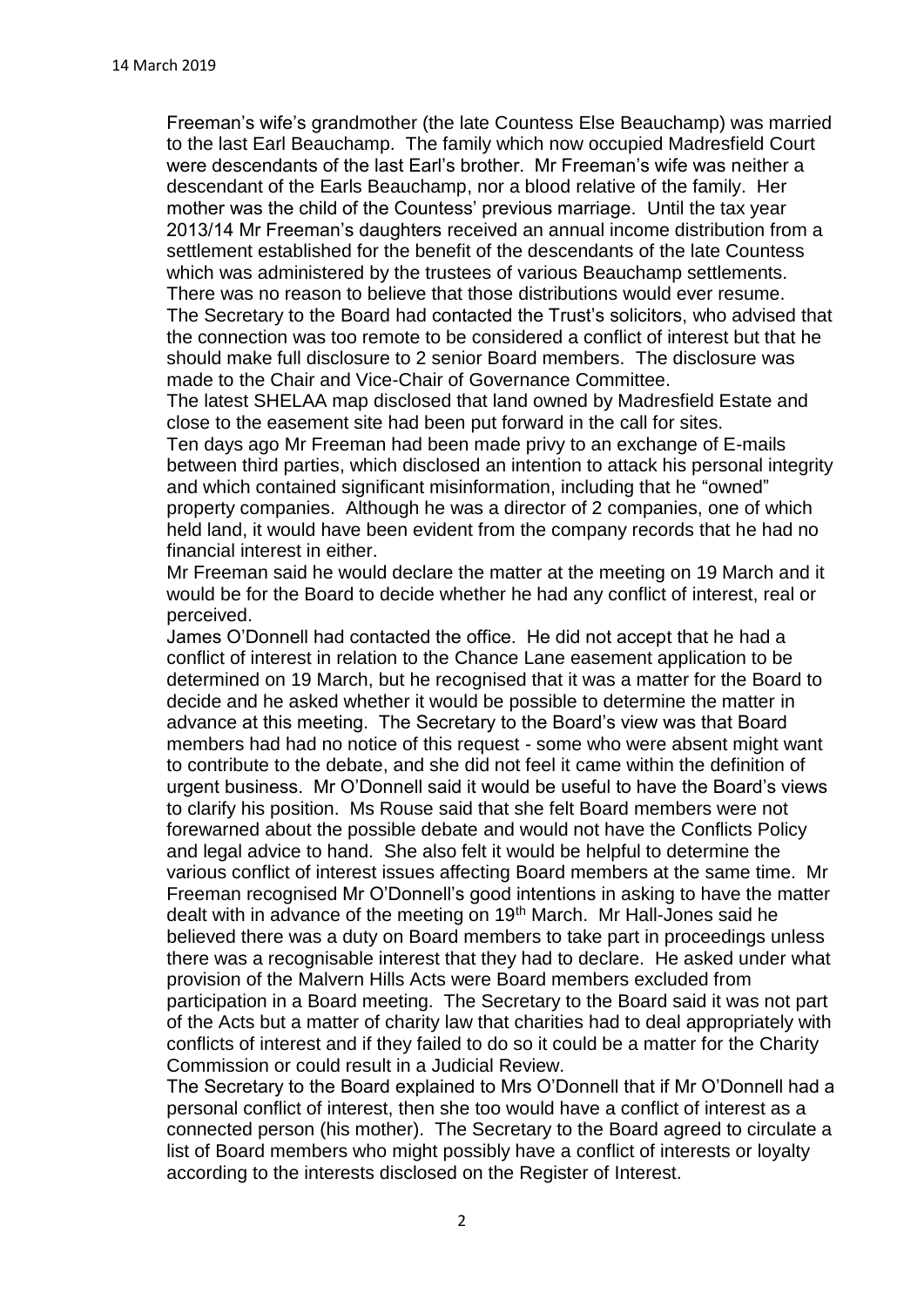Freeman's wife's grandmother (the late Countess Else Beauchamp) was married to the last Earl Beauchamp. The family which now occupied Madresfield Court were descendants of the last Earl's brother. Mr Freeman's wife was neither a descendant of the Earls Beauchamp, nor a blood relative of the family. Her mother was the child of the Countess' previous marriage. Until the tax year 2013/14 Mr Freeman's daughters received an annual income distribution from a settlement established for the benefit of the descendants of the late Countess which was administered by the trustees of various Beauchamp settlements. There was no reason to believe that those distributions would ever resume. The Secretary to the Board had contacted the Trust's solicitors, who advised that the connection was too remote to be considered a conflict of interest but that he should make full disclosure to 2 senior Board members. The disclosure was made to the Chair and Vice-Chair of Governance Committee.

The latest SHELAA map disclosed that land owned by Madresfield Estate and close to the easement site had been put forward in the call for sites.

Ten days ago Mr Freeman had been made privy to an exchange of E-mails between third parties, which disclosed an intention to attack his personal integrity and which contained significant misinformation, including that he "owned" property companies. Although he was a director of 2 companies, one of which held land, it would have been evident from the company records that he had no financial interest in either.

Mr Freeman said he would declare the matter at the meeting on 19 March and it would be for the Board to decide whether he had any conflict of interest, real or perceived.

James O'Donnell had contacted the office. He did not accept that he had a conflict of interest in relation to the Chance Lane easement application to be determined on 19 March, but he recognised that it was a matter for the Board to decide and he asked whether it would be possible to determine the matter in advance at this meeting. The Secretary to the Board's view was that Board members had had no notice of this request - some who were absent might want to contribute to the debate, and she did not feel it came within the definition of urgent business. Mr O'Donnell said it would be useful to have the Board's views to clarify his position. Ms Rouse said that she felt Board members were not forewarned about the possible debate and would not have the Conflicts Policy and legal advice to hand. She also felt it would be helpful to determine the various conflict of interest issues affecting Board members at the same time. Mr Freeman recognised Mr O'Donnell's good intentions in asking to have the matter dealt with in advance of the meeting on 19th March. Mr Hall-Jones said he believed there was a duty on Board members to take part in proceedings unless there was a recognisable interest that they had to declare. He asked under what provision of the Malvern Hills Acts were Board members excluded from participation in a Board meeting. The Secretary to the Board said it was not part of the Acts but a matter of charity law that charities had to deal appropriately with conflicts of interest and if they failed to do so it could be a matter for the Charity Commission or could result in a Judicial Review.

The Secretary to the Board explained to Mrs O'Donnell that if Mr O'Donnell had a personal conflict of interest, then she too would have a conflict of interest as a connected person (his mother). The Secretary to the Board agreed to circulate a list of Board members who might possibly have a conflict of interests or loyalty according to the interests disclosed on the Register of Interest.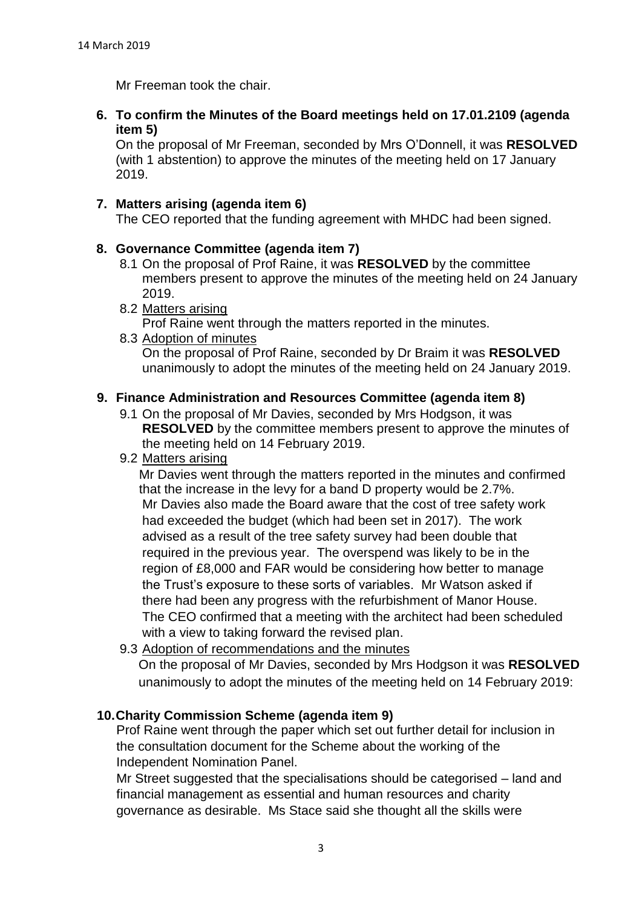Mr Freeman took the chair.

**6. To confirm the Minutes of the Board meetings held on 17.01.2109 (agenda item 5)**

On the proposal of Mr Freeman, seconded by Mrs O'Donnell, it was **RESOLVED** (with 1 abstention) to approve the minutes of the meeting held on 17 January 2019.

**7. Matters arising (agenda item 6)**

The CEO reported that the funding agreement with MHDC had been signed.

**8. Governance Committee (agenda item 7)**

8.1 On the proposal of Prof Raine, it was **RESOLVED** by the committee members present to approve the minutes of the meeting held on 24 January 2019.

8.2 Matters arising

Prof Raine went through the matters reported in the minutes.

8.3 Adoption of minutes

On the proposal of Prof Raine, seconded by Dr Braim it was **RESOLVED** unanimously to adopt the minutes of the meeting held on 24 January 2019.

**9. Finance Administration and Resources Committee (agenda item 8)**

9.1 On the proposal of Mr Davies, seconded by Mrs Hodgson, it was **RESOLVED** by the committee members present to approve the minutes of the meeting held on 14 February 2019.

9.2 Matters arising

Mr Davies went through the matters reported in the minutes and confirmed that the increase in the levy for a band D property would be 2.7%. Mr Davies also made the Board aware that the cost of tree safety work had exceeded the budget (which had been set in 2017). The work advised as a result of the tree safety survey had been double that required in the previous year. The overspend was likely to be in the region of £8,000 and FAR would be considering how better to manage the Trust's exposure to these sorts of variables. Mr Watson asked if there had been any progress with the refurbishment of Manor House. The CEO confirmed that a meeting with the architect had been scheduled with a view to taking forward the revised plan.

9.3 Adoption of recommendations and the minutes

On the proposal of Mr Davies, seconded by Mrs Hodgson it was **RESOLVED** unanimously to adopt the minutes of the meeting held on 14 February 2019:

**10. Charity Commission Scheme (agenda item 9)**

Prof Raine went through the paper which set out further detail for inclusion in the consultation document for the Scheme about the working of the Independent Nomination Panel.

Mr Street suggested that the specialisations should be categorised – land and financial management as essential and human resources and charity governance as desirable. Ms Stace said she thought all the skills were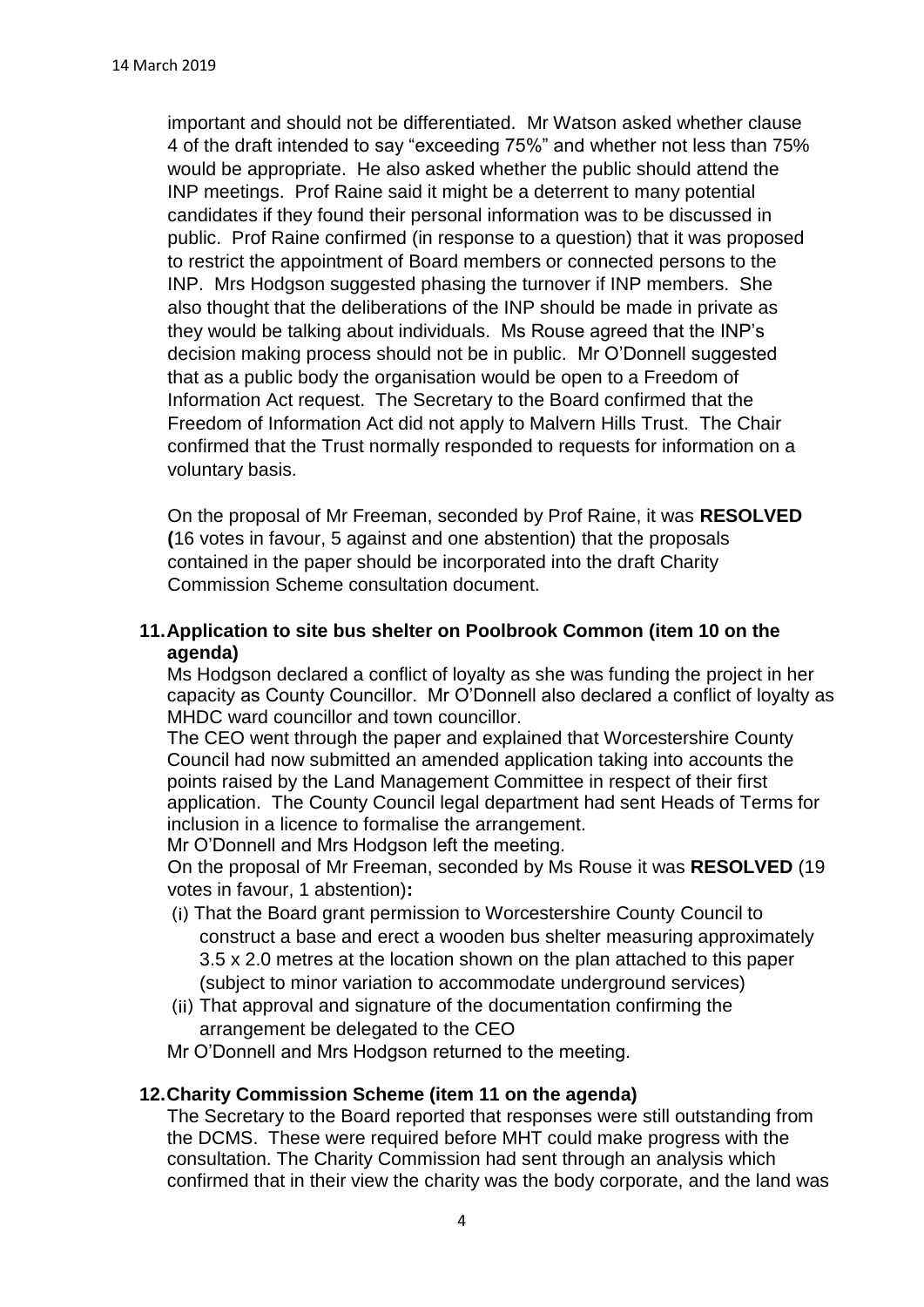important and should not be differentiated. Mr Watson asked whether clause 4 of the draft intended to say "exceeding 75%" and whether not less than 75% would be appropriate. He also asked whether the public should attend the INP meetings. Prof Raine said it might be a deterrent to many potential candidates if they found their personal information was to be discussed in public. Prof Raine confirmed (in response to a question) that it was proposed to restrict the appointment of Board members or connected persons to the INP. Mrs Hodgson suggested phasing the turnover if INP members. She also thought that the deliberations of the INP should be made in private as they would be talking about individuals. Ms Rouse agreed that the INP's decision making process should not be in public. Mr O'Donnell suggested that as a public body the organisation would be open to a Freedom of Information Act request. The Secretary to the Board confirmed that the Freedom of Information Act did not apply to Malvern Hills Trust. The Chair confirmed that the Trust normally responded to requests for information on a voluntary basis.

On the proposal of Mr Freeman, seconded by Prof Raine, it was **RESOLVED (**16 votes in favour, 5 against and one abstention) that the proposals contained in the paper should be incorporated into the draft Charity Commission Scheme consultation document.

## 11. Application to site bus shelter on Poolbrook Common (item 10 on the agenda)

Ms Hodgson declared a conflict of loyalty as she was funding the project in her capacity as County Councillor. Mr O'Donnell also declared a conflict of loyalty as MHDC ward councillor and town councillor.

The CEO went through the paper and explained that Worcestershire County Council had now submitted an amended application taking into accounts the points raised by the Land Management Committee in respect of their first application. The County Council legal department had sent Heads of Terms for inclusion in a licence to formalise the arrangement.

Mr O'Donnell and Mrs Hodgson left the meeting.

On the proposal of Mr Freeman, seconded by Ms Rouse it was **RESOLVED** (19 votes in favour, 1 abstention)**:**

(i) That the Board grant permission to Worcestershire County Council to construct a base and erect a wooden bus shelter measuring approximately 3.5 x 2.0 metres at the location shown on the plan attached to this paper (subject to minor variation to accommodate underground services)

(ii) That approval and signature of the documentation confirming the arrangement be delegated to the CEO

Mr O'Donnell and Mrs Hodgson returned to the meeting.

## 12. Charity Commission Scheme (item 11 on the agenda)

The Secretary to the Board reported that responses were still outstanding from the DCMS. These were required before MHT could make progress with the consultation. The Charity Commission had sent through an analysis which confirmed that in their view the charity was the body corporate, and the land was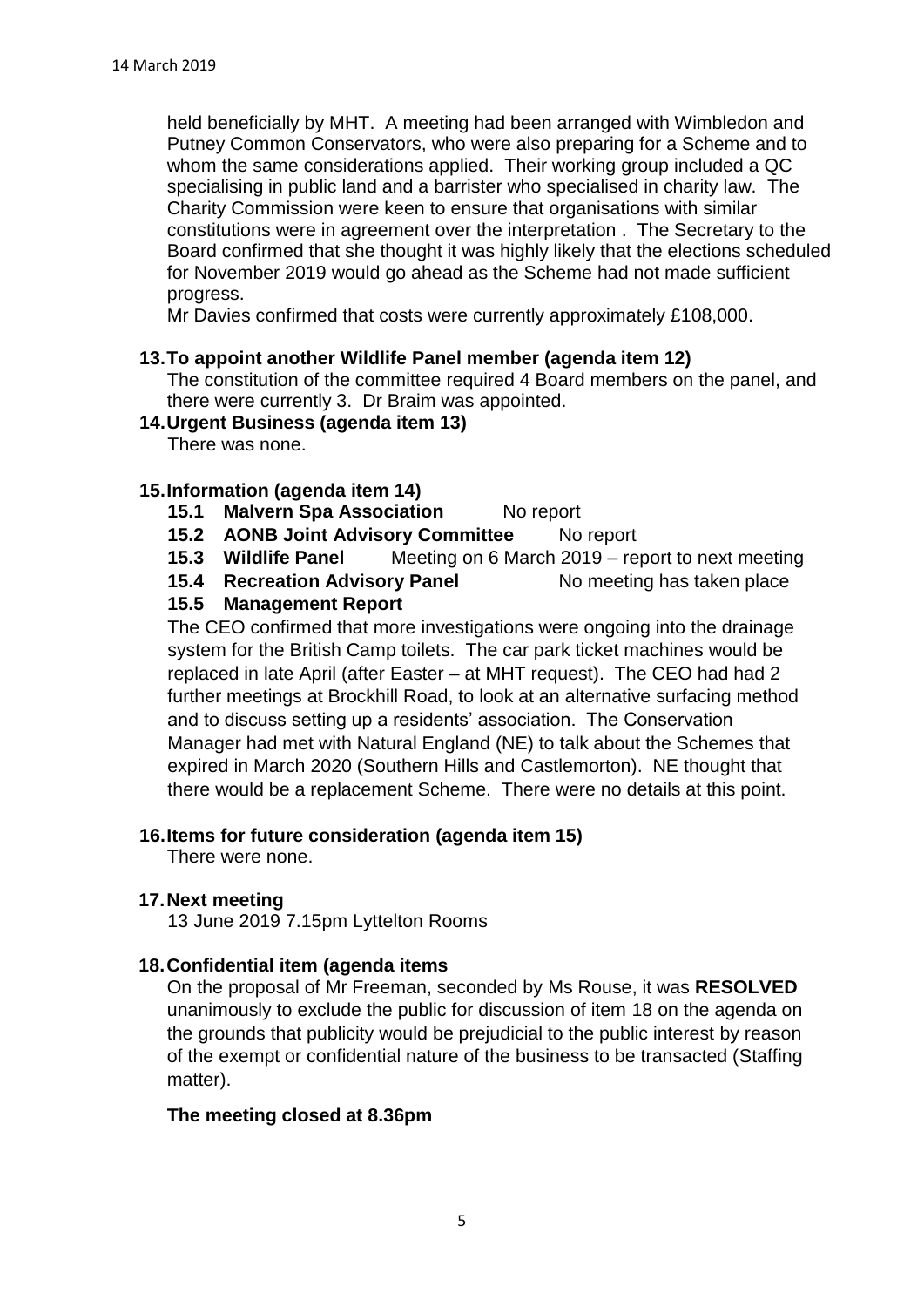held beneficially by MHT. A meeting had been arranged with Wimbledon and Putney Common Conservators, who were also preparing for a Scheme and to whom the same considerations applied. Their working group included a QC specialising in public land and a barrister who specialised in charity law. The Charity Commission were keen to ensure that organisations with similar constitutions were in agreement over the interpretation . The Secretary to the Board confirmed that she thought it was highly likely that the elections scheduled for November 2019 would go ahead as the Scheme had not made sufficient progress.

Mr Davies confirmed that costs were currently approximately £108,000.

**13. To appoint another Wildlife Panel member (agenda item 12)**

The constitution of the committee required 4 Board members on the panel, and there were currently 3. Dr Braim was appointed.

**14. Urgent Business (agenda item 13)**

There was none.

**15. Information (agenda item 14)**

**15.1 Malvern Spa Association** No report

**15.2 AONB Joint Advisory Committee** No report

**15.3 Wildlife Panel** Meeting on 6 March 2019 – report to next meeting

**15.4 Recreation Advisory Panel** No meeting has taken place

**15.5 Management Report**

The CEO confirmed that more investigations were ongoing into the drainage system for the British Camp toilets. The car park ticket machines would be replaced in late April (after Easter – at MHT request). The CEO had had 2 further meetings at Brockhill Road, to look at an alternative surfacing method and to discuss setting up a residents' association. The Conservation Manager had met with Natural England (NE) to talk about the Schemes that expired in March 2020 (Southern Hills and Castlemorton). NE thought that there would be a replacement Scheme. There were no details at this point.

**16. Items for future consideration (agenda item 15)**

There were none.

**17. Next meeting**

13 June 2019 7.15pm Lyttelton Rooms

**18. Confidential item (agenda items**

On the proposal of Mr Freeman, seconded by Ms Rouse, it was **RESOLVED** unanimously to exclude the public for discussion of item 18 on the agenda on the grounds that publicity would be prejudicial to the public interest by reason of the exempt or confidential nature of the business to be transacted (Staffing matter).

**The meeting closed at 8.36pm**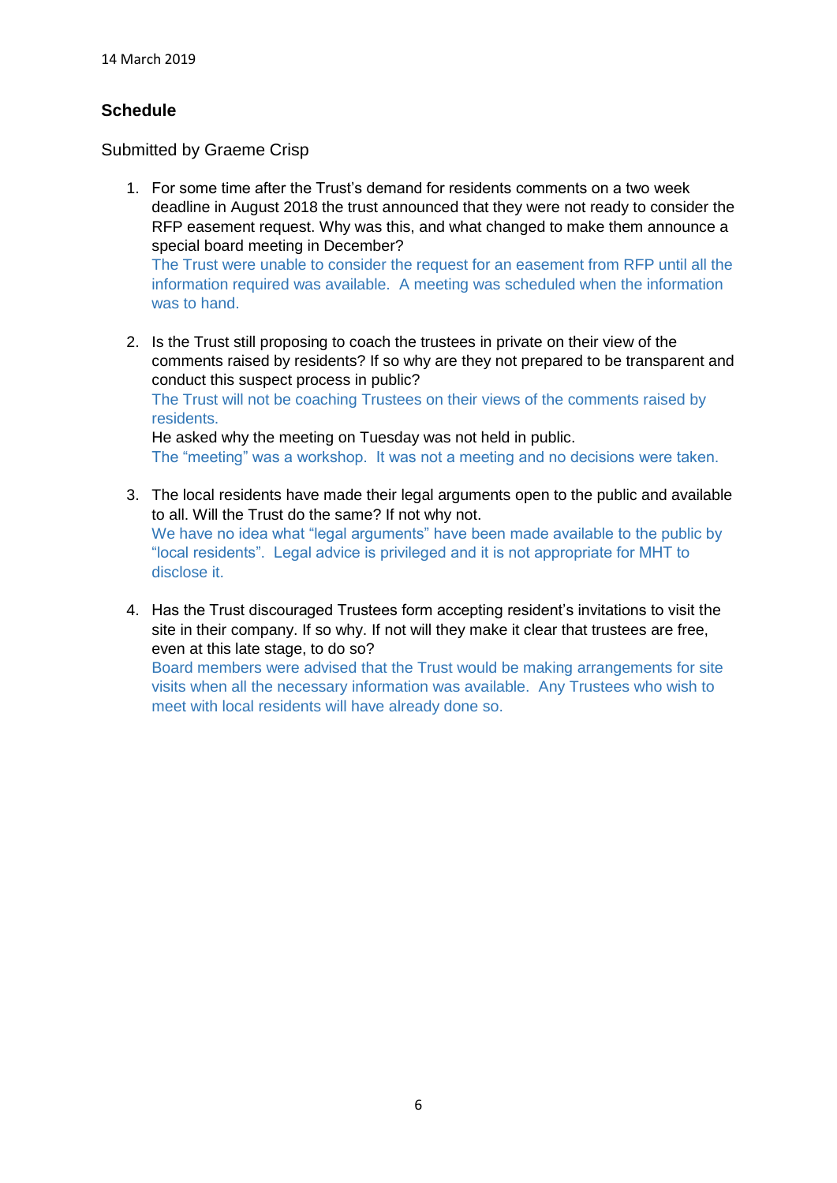14 March 2019

## Schedule

Submitted by Graeme Crisp

1. For some time after the Trust's demand for residents comments on a two week deadline in August 2018 the trust announced that they were not ready to consider the RFP easement request. Why was this, and what changed to make them announce a special board meeting in December?
   The Trust were unable to consider the request for an easement from RFP until all the information required was available. A meeting was scheduled when the information was to hand.

2. Is the Trust still proposing to coach the trustees in private on their view of the comments raised by residents? If so why are they not prepared to be transparent and conduct this suspect process in public?
   The Trust will not be coaching Trustees on their views of the comments raised by residents.
   He asked why the meeting on Tuesday was not held in public.
   The "meeting" was a workshop. It was not a meeting and no decisions were taken.

3. The local residents have made their legal arguments open to the public and available to all. Will the Trust do the same? If not why not.
   We have no idea what "legal arguments" have been made available to the public by "local residents". Legal advice is privileged and it is not appropriate for MHT to disclose it.

4. Has the Trust discouraged Trustees form accepting resident's invitations to visit the site in their company. If so why. If not will they make it clear that trustees are free, even at this late stage, to do so?
   Board members were advised that the Trust would be making arrangements for site visits when all the necessary information was available. Any Trustees who wish to meet with local residents will have already done so.